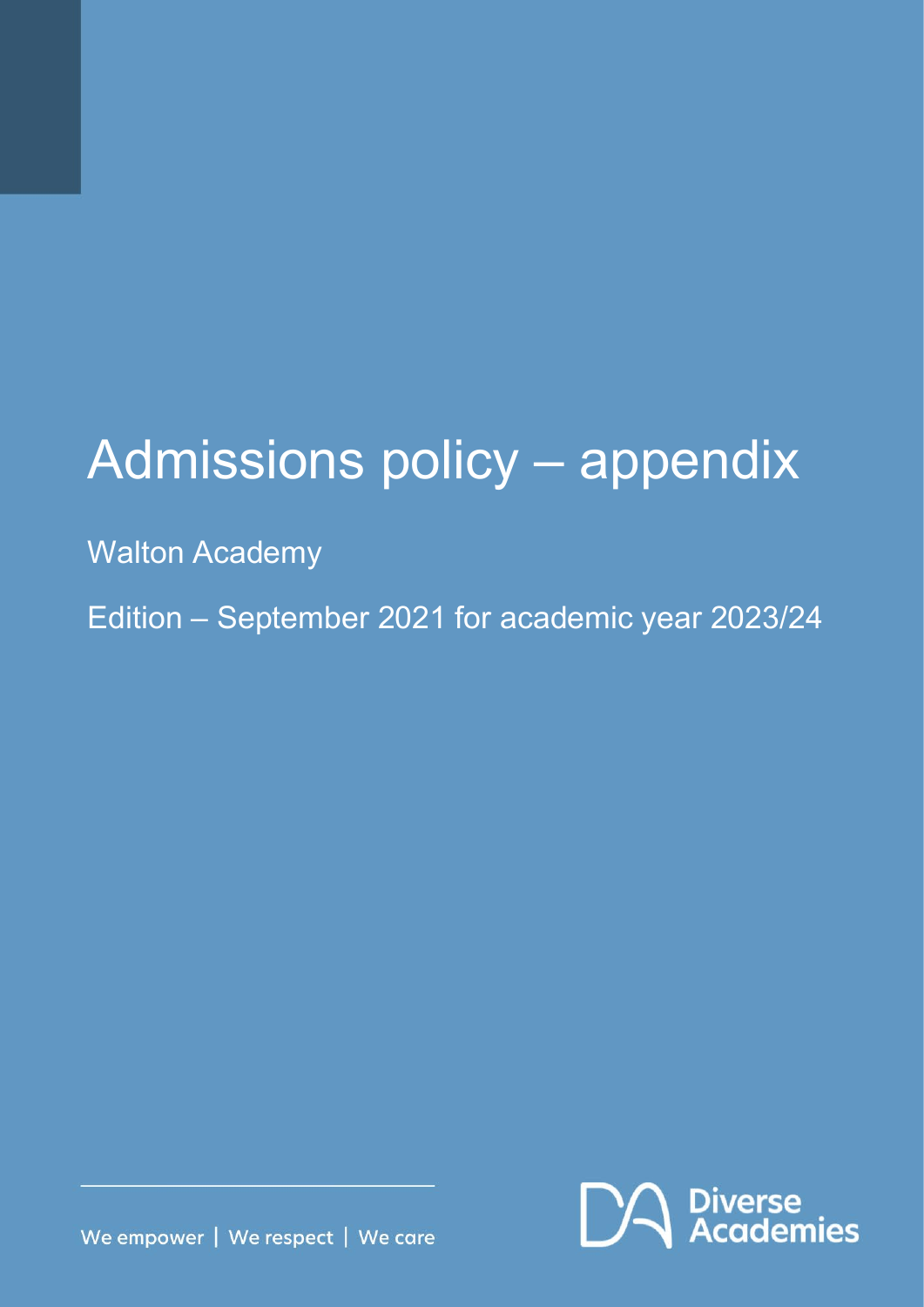# Admissions policy – appendix

Walton Academy

Edition – September 2021 for academic year 2023/24

We empower | We respect | We care

Diverse Academies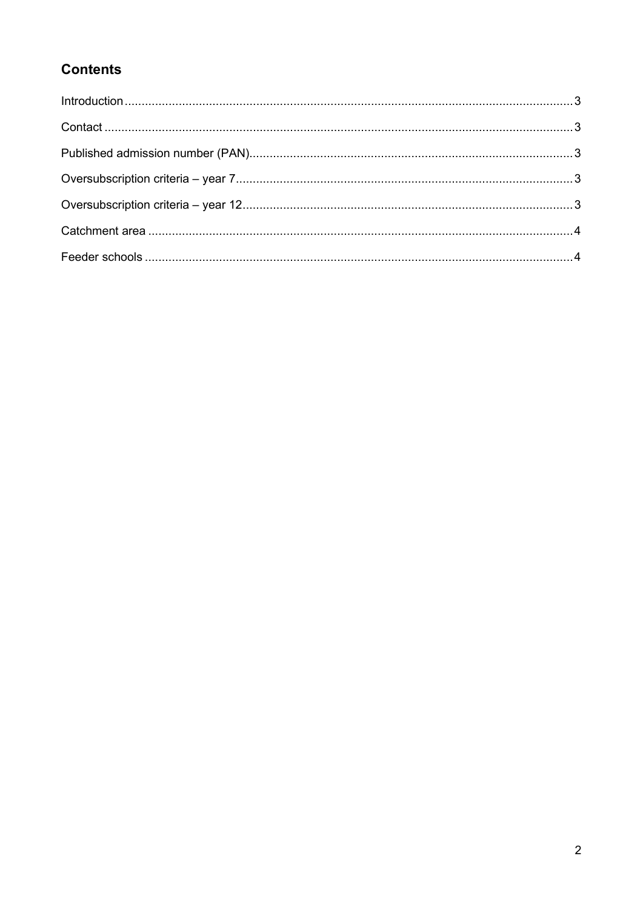## Contents

Introduction ........................................................................................................................... 3

Contact ................................................................................................................................. 3

Published admission number (PAN)...................................................................................... 3

Oversubscription criteria – year 7.......................................................................................... 3

Oversubscription criteria – year 12........................................................................................ 3

Catchment area .................................................................................................................... 4

Feeder schools ..................................................................................................................... 4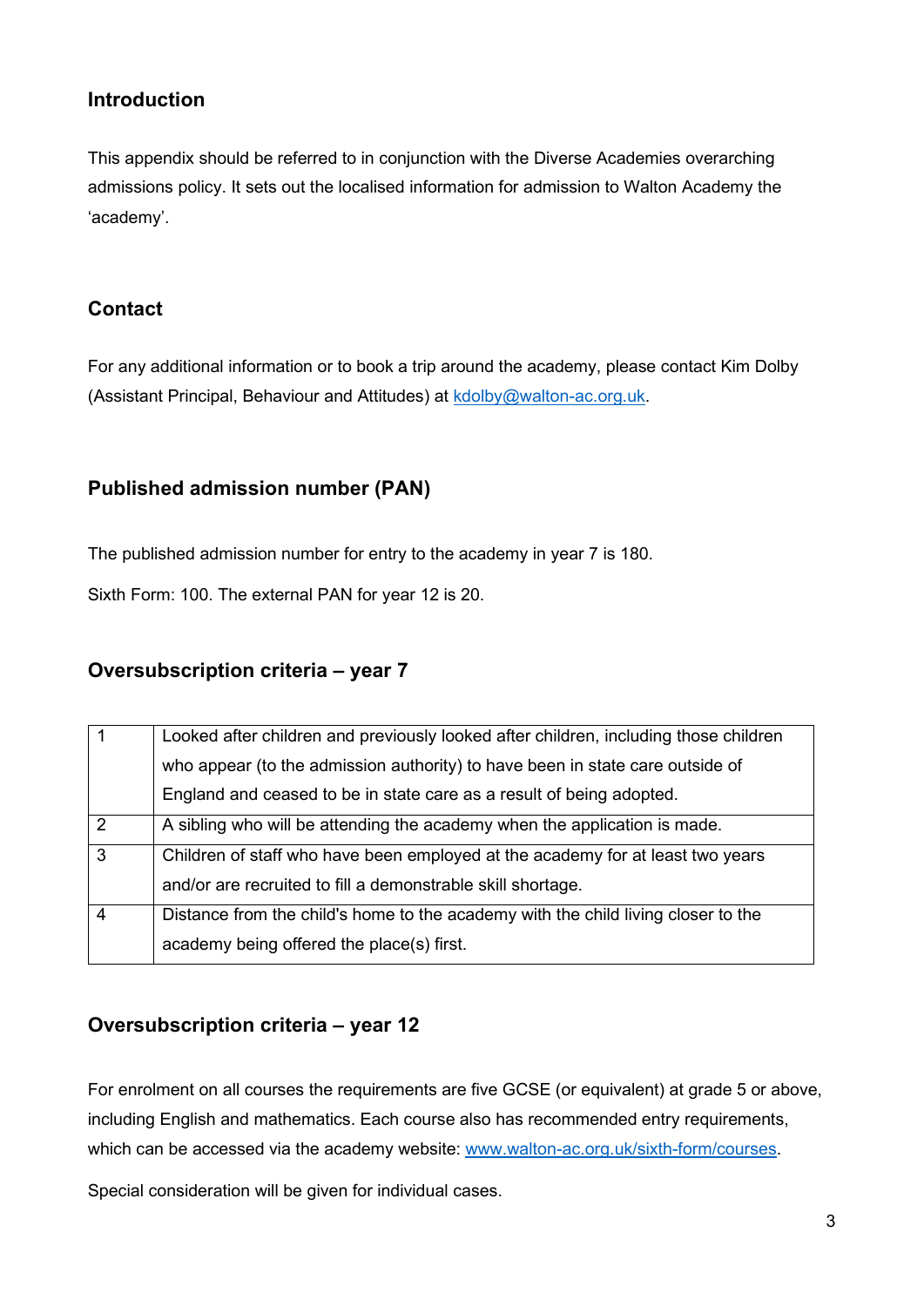## Introduction

This appendix should be referred to in conjunction with the Diverse Academies overarching admissions policy. It sets out the localised information for admission to Walton Academy the 'academy'.

## Contact

For any additional information or to book a trip around the academy, please contact Kim Dolby (Assistant Principal, Behaviour and Attitudes) at [kdolby@walton-ac.org.uk](mailto:kdolby@walton-ac.org.uk).

## Published admission number (PAN)

The published admission number for entry to the academy in year 7 is 180.

Sixth Form: 100. The external PAN for year 12 is 20.

## Oversubscription criteria – year 7

| | |
|---|---|
| 1 | Looked after children and previously looked after children, including those children who appear (to the admission authority) to have been in state care outside of England and ceased to be in state care as a result of being adopted. |
| 2 | A sibling who will be attending the academy when the application is made. |
| 3 | Children of staff who have been employed at the academy for at least two years and/or are recruited to fill a demonstrable skill shortage. |
| 4 | Distance from the child's home to the academy with the child living closer to the academy being offered the place(s) first. |

## Oversubscription criteria – year 12

For enrolment on all courses the requirements are five GCSE (or equivalent) at grade 5 or above, including English and mathematics. Each course also has recommended entry requirements, which can be accessed via the academy website: [www.walton-ac.org.uk/sixth-form/courses](http://www.walton-ac.org.uk/sixth-form/courses).

Special consideration will be given for individual cases.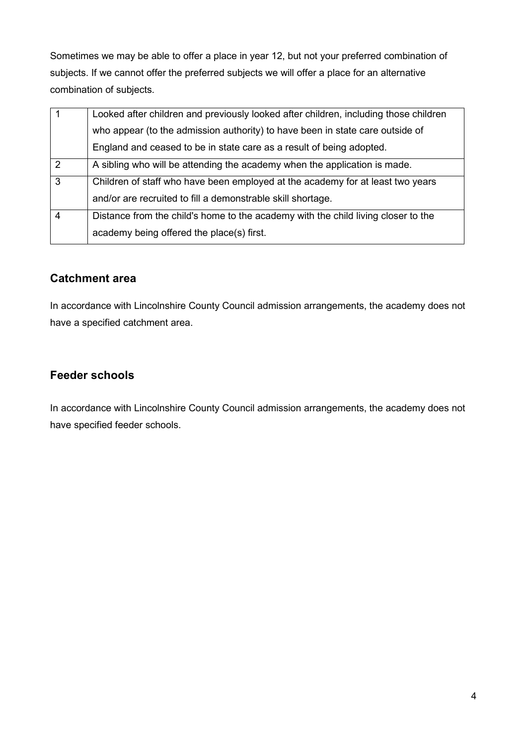Sometimes we may be able to offer a place in year 12, but not your preferred combination of subjects. If we cannot offer the preferred subjects we will offer a place for an alternative combination of subjects.

| | |
|---|---|
| 1 | Looked after children and previously looked after children, including those children who appear (to the admission authority) to have been in state care outside of England and ceased to be in state care as a result of being adopted. |
| 2 | A sibling who will be attending the academy when the application is made. |
| 3 | Children of staff who have been employed at the academy for at least two years and/or are recruited to fill a demonstrable skill shortage. |
| 4 | Distance from the child's home to the academy with the child living closer to the academy being offered the place(s) first. |

## Catchment area

In accordance with Lincolnshire County Council admission arrangements, the academy does not have a specified catchment area.

## Feeder schools

In accordance with Lincolnshire County Council admission arrangements, the academy does not have specified feeder schools.